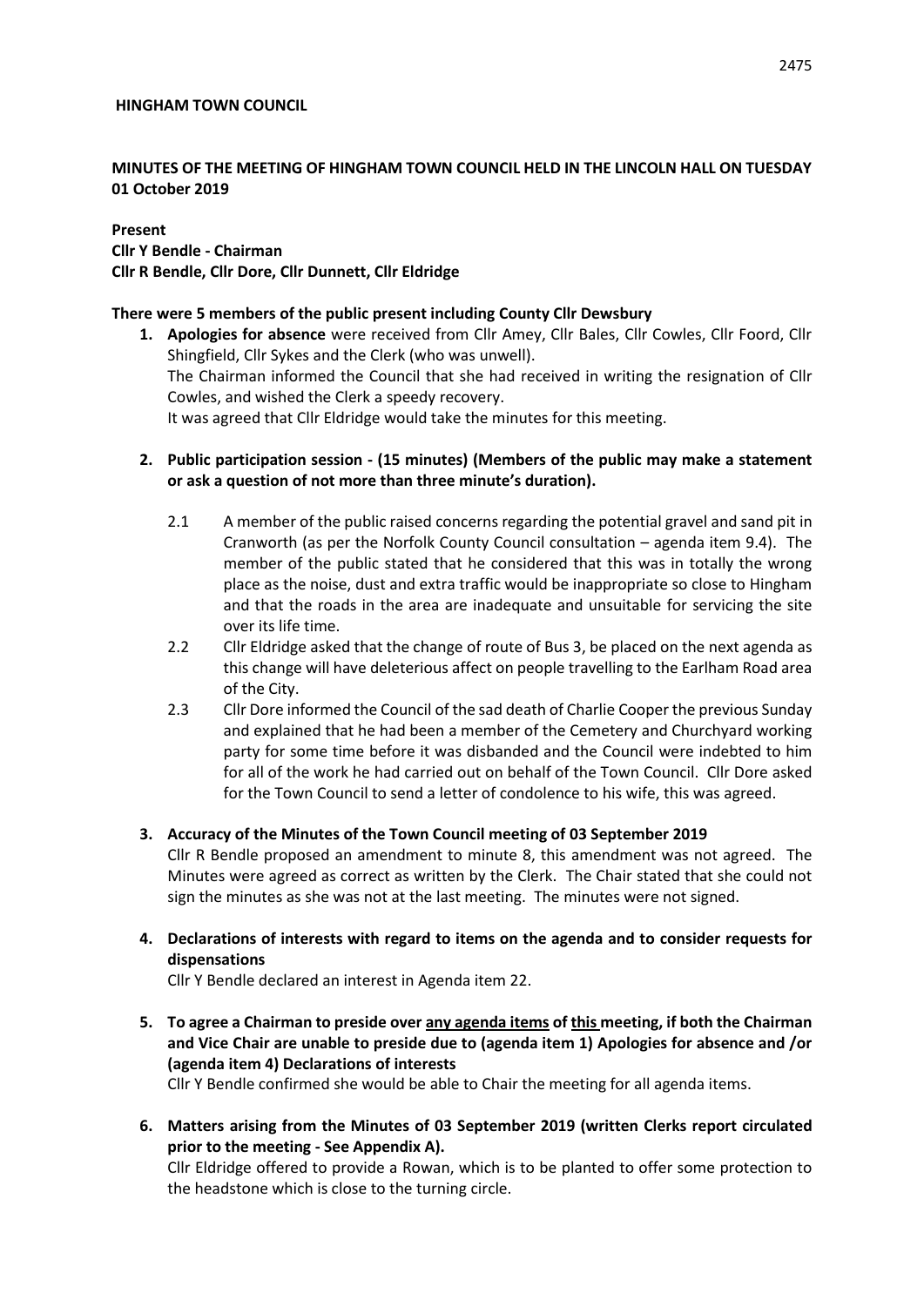**HINGHAM TOWN COUNCIL**

**MINUTES OF THE MEETING OF HINGHAM TOWN COUNCIL HELD IN THE LINCOLN HALL ON TUESDAY 01 October 2019**

**Present**
**Cllr Y Bendle - Chairman**
**Cllr R Bendle, Cllr Dore, Cllr Dunnett, Cllr Eldridge**

**There were 5 members of the public present including County Cllr Dewsbury**

1. **Apologies for absence** were received from Cllr Amey, Cllr Bales, Cllr Cowles, Cllr Foord, Cllr Shingfield, Cllr Sykes and the Clerk (who was unwell).
   The Chairman informed the Council that she had received in writing the resignation of Cllr Cowles, and wished the Clerk a speedy recovery.
   It was agreed that Cllr Eldridge would take the minutes for this meeting.

2. **Public participation session - (15 minutes) (Members of the public may make a statement or ask a question of not more than three minute's duration).**

   2.1 A member of the public raised concerns regarding the potential gravel and sand pit in Cranworth (as per the Norfolk County Council consultation – agenda item 9.4). The member of the public stated that he considered that this was in totally the wrong place as the noise, dust and extra traffic would be inappropriate so close to Hingham and that the roads in the area are inadequate and unsuitable for servicing the site over its life time.

   2.2 Cllr Eldridge asked that the change of route of Bus 3, be placed on the next agenda as this change will have deleterious affect on people travelling to the Earlham Road area of the City.

   2.3 Cllr Dore informed the Council of the sad death of Charlie Cooper the previous Sunday and explained that he had been a member of the Cemetery and Churchyard working party for some time before it was disbanded and the Council were indebted to him for all of the work he had carried out on behalf of the Town Council. Cllr Dore asked for the Town Council to send a letter of condolence to his wife, this was agreed.

3. **Accuracy of the Minutes of the Town Council meeting of 03 September 2019**
   Cllr R Bendle proposed an amendment to minute 8, this amendment was not agreed. The Minutes were agreed as correct as written by the Clerk. The Chair stated that she could not sign the minutes as she was not at the last meeting. The minutes were not signed.

4. **Declarations of interests with regard to items on the agenda and to consider requests for dispensations**
   Cllr Y Bendle declared an interest in Agenda item 22.

5. **To agree a Chairman to preside over <u>any agenda items</u> of <u>this</u> meeting, if both the Chairman and Vice Chair are unable to preside due to (agenda item 1) Apologies for absence and /or (agenda item 4) Declarations of interests**
   Cllr Y Bendle confirmed she would be able to Chair the meeting for all agenda items.

6. **Matters arising from the Minutes of 03 September 2019 (written Clerks report circulated prior to the meeting - See Appendix A).**
   Cllr Eldridge offered to provide a Rowan, which is to be planted to offer some protection to the headstone which is close to the turning circle.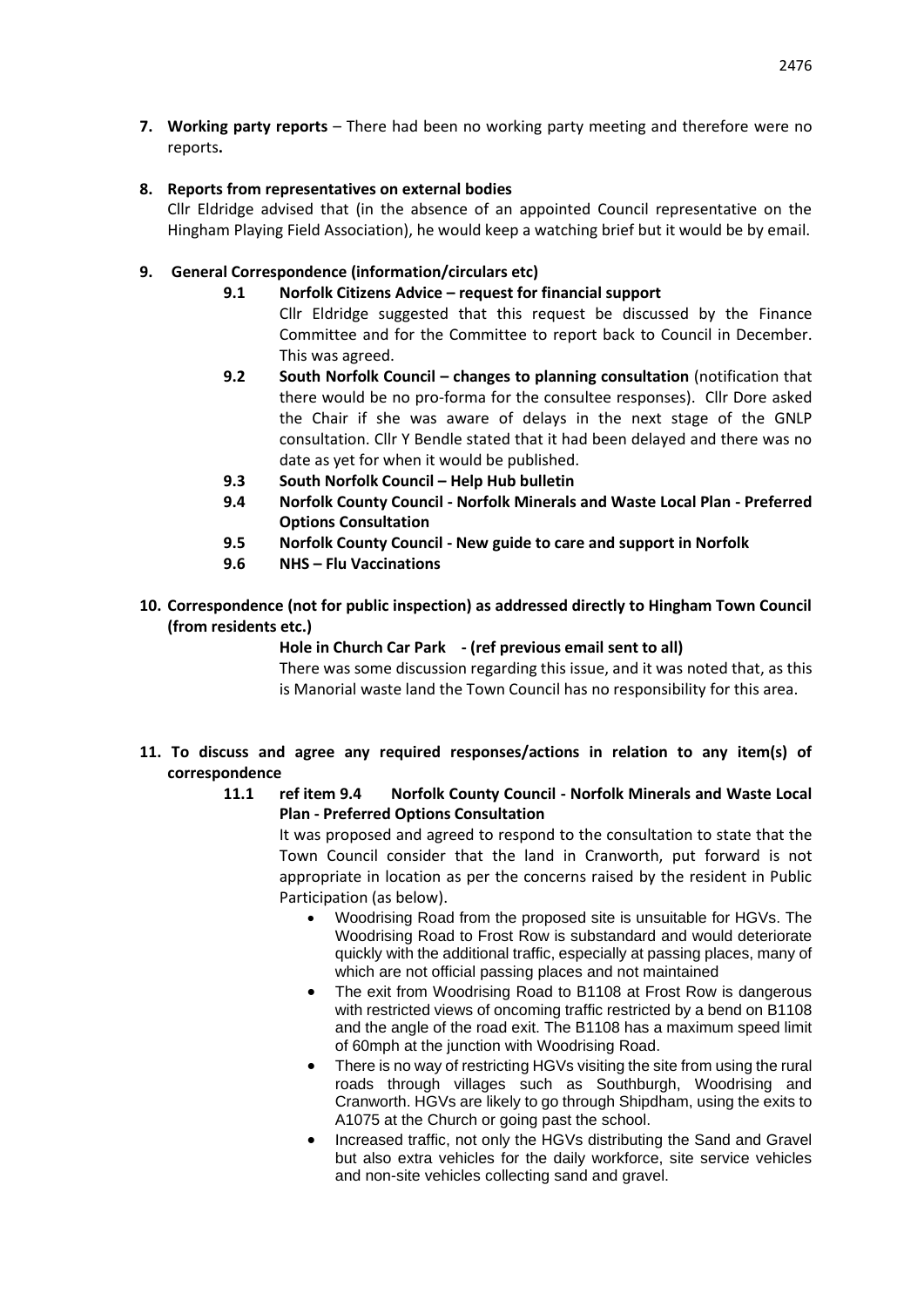**7. Working party reports** – There had been no working party meeting and therefore were no reports**.**

**8. Reports from representatives on external bodies**

Cllr Eldridge advised that (in the absence of an appointed Council representative on the Hingham Playing Field Association), he would keep a watching brief but it would be by email.

**9. General Correspondence (information/circulars etc)**

**9.1 Norfolk Citizens Advice – request for financial support**

Cllr Eldridge suggested that this request be discussed by the Finance Committee and for the Committee to report back to Council in December. This was agreed.

**9.2 South Norfolk Council – changes to planning consultation** (notification that there would be no pro-forma for the consultee responses). Cllr Dore asked the Chair if she was aware of delays in the next stage of the GNLP consultation. Cllr Y Bendle stated that it had been delayed and there was no date as yet for when it would be published.

**9.3 South Norfolk Council – Help Hub bulletin**

**9.4 Norfolk County Council - Norfolk Minerals and Waste Local Plan - Preferred Options Consultation**

**9.5 Norfolk County Council - New guide to care and support in Norfolk**

**9.6 NHS – Flu Vaccinations**

**10. Correspondence (not for public inspection) as addressed directly to Hingham Town Council (from residents etc.)**

**Hole in Church Car Park - (ref previous email sent to all)**

There was some discussion regarding this issue, and it was noted that, as this is Manorial waste land the Town Council has no responsibility for this area.

**11. To discuss and agree any required responses/actions in relation to any item(s) of correspondence**

**11.1 ref item 9.4 Norfolk County Council - Norfolk Minerals and Waste Local Plan - Preferred Options Consultation**

It was proposed and agreed to respond to the consultation to state that the Town Council consider that the land in Cranworth, put forward is not appropriate in location as per the concerns raised by the resident in Public Participation (as below).

- Woodrising Road from the proposed site is unsuitable for HGVs. The Woodrising Road to Frost Row is substandard and would deteriorate quickly with the additional traffic, especially at passing places, many of which are not official passing places and not maintained
- The exit from Woodrising Road to B1108 at Frost Row is dangerous with restricted views of oncoming traffic restricted by a bend on B1108 and the angle of the road exit. The B1108 has a maximum speed limit of 60mph at the junction with Woodrising Road.
- There is no way of restricting HGVs visiting the site from using the rural roads through villages such as Southburgh, Woodrising and Cranworth. HGVs are likely to go through Shipdham, using the exits to A1075 at the Church or going past the school.
- Increased traffic, not only the HGVs distributing the Sand and Gravel but also extra vehicles for the daily workforce, site service vehicles and non-site vehicles collecting sand and gravel.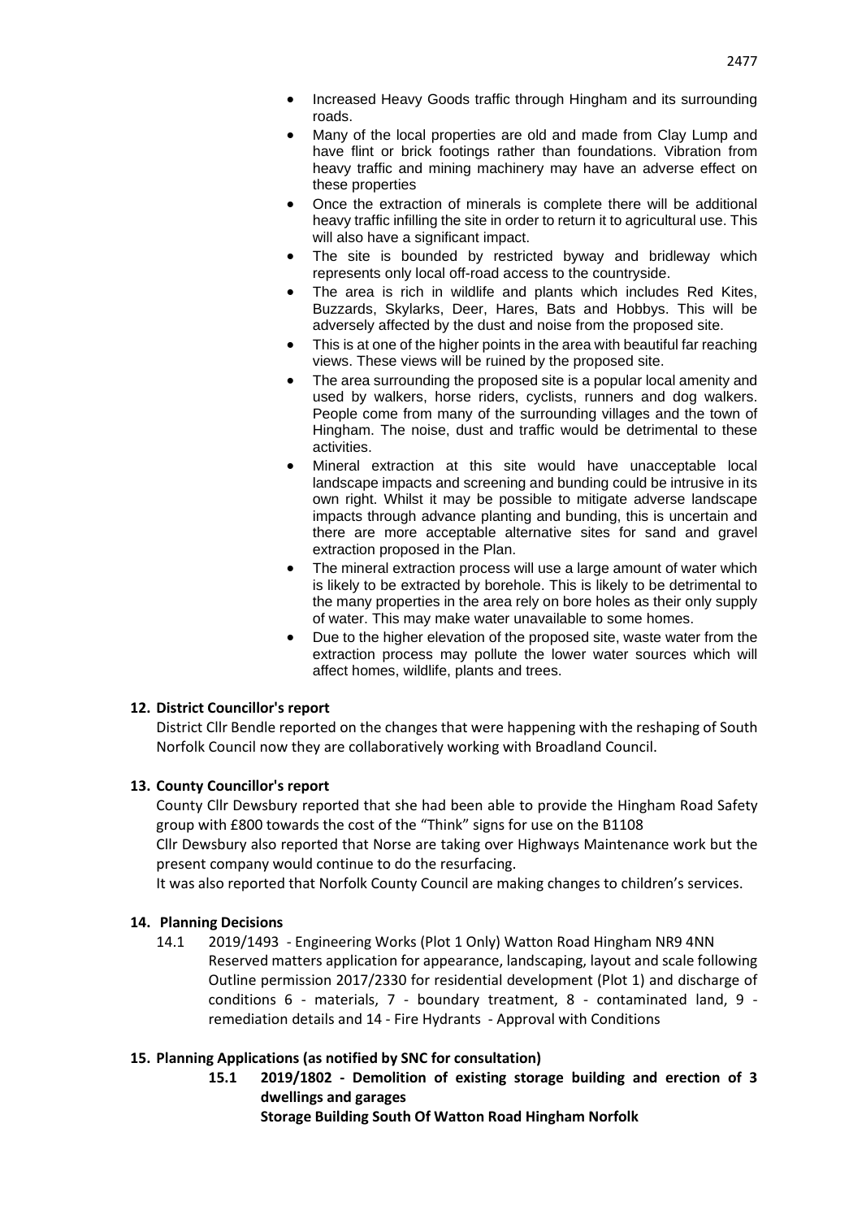- Increased Heavy Goods traffic through Hingham and its surrounding roads.
- Many of the local properties are old and made from Clay Lump and have flint or brick footings rather than foundations. Vibration from heavy traffic and mining machinery may have an adverse effect on these properties
- Once the extraction of minerals is complete there will be additional heavy traffic infilling the site in order to return it to agricultural use. This will also have a significant impact.
- The site is bounded by restricted byway and bridleway which represents only local off-road access to the countryside.
- The area is rich in wildlife and plants which includes Red Kites, Buzzards, Skylarks, Deer, Hares, Bats and Hobbys. This will be adversely affected by the dust and noise from the proposed site.
- This is at one of the higher points in the area with beautiful far reaching views. These views will be ruined by the proposed site.
- The area surrounding the proposed site is a popular local amenity and used by walkers, horse riders, cyclists, runners and dog walkers. People come from many of the surrounding villages and the town of Hingham. The noise, dust and traffic would be detrimental to these activities.
- Mineral extraction at this site would have unacceptable local landscape impacts and screening and bunding could be intrusive in its own right. Whilst it may be possible to mitigate adverse landscape impacts through advance planting and bunding, this is uncertain and there are more acceptable alternative sites for sand and gravel extraction proposed in the Plan.
- The mineral extraction process will use a large amount of water which is likely to be extracted by borehole. This is likely to be detrimental to the many properties in the area rely on bore holes as their only supply of water. This may make water unavailable to some homes.
- Due to the higher elevation of the proposed site, waste water from the extraction process may pollute the lower water sources which will affect homes, wildlife, plants and trees.

**12. District Councillor's report**

District Cllr Bendle reported on the changes that were happening with the reshaping of South Norfolk Council now they are collaboratively working with Broadland Council.

**13. County Councillor's report**

County Cllr Dewsbury reported that she had been able to provide the Hingham Road Safety group with £800 towards the cost of the "Think" signs for use on the B1108

Cllr Dewsbury also reported that Norse are taking over Highways Maintenance work but the present company would continue to do the resurfacing.

It was also reported that Norfolk County Council are making changes to children's services.

**14. Planning Decisions**

14.1 2019/1493 - Engineering Works (Plot 1 Only) Watton Road Hingham NR9 4NN Reserved matters application for appearance, landscaping, layout and scale following Outline permission 2017/2330 for residential development (Plot 1) and discharge of conditions 6 - materials, 7 - boundary treatment, 8 - contaminated land, 9 - remediation details and 14 - Fire Hydrants - Approval with Conditions

**15. Planning Applications (as notified by SNC for consultation)**

**15.1 2019/1802 - Demolition of existing storage building and erection of 3 dwellings and garages**

**Storage Building South Of Watton Road Hingham Norfolk**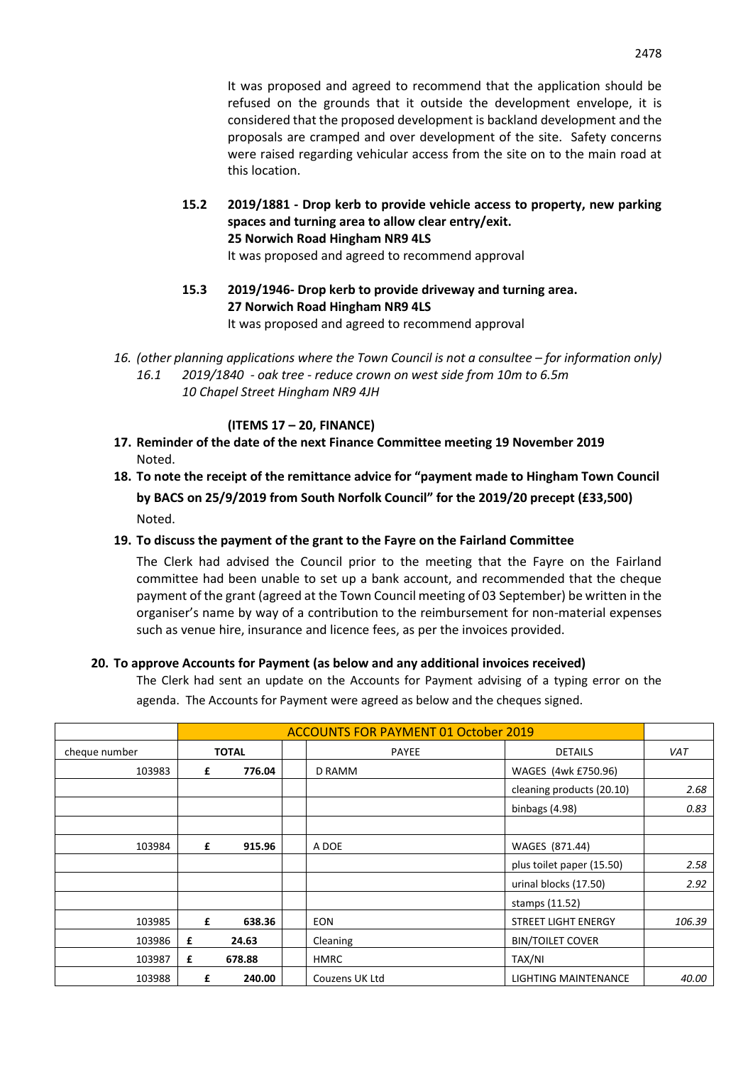It was proposed and agreed to recommend that the application should be refused on the grounds that it outside the development envelope, it is considered that the proposed development is backland development and the proposals are cramped and over development of the site. Safety concerns were raised regarding vehicular access from the site on to the main road at this location.

**15.2 2019/1881 - Drop kerb to provide vehicle access to property, new parking spaces and turning area to allow clear entry/exit.**
**25 Norwich Road Hingham NR9 4LS**
It was proposed and agreed to recommend approval

**15.3 2019/1946- Drop kerb to provide driveway and turning area.**
**27 Norwich Road Hingham NR9 4LS**
It was proposed and agreed to recommend approval

16. *(other planning applications where the Town Council is not a consultee – for information only)*
    *16.1 2019/1840 - oak tree - reduce crown on west side from 10m to 6.5m*
    *10 Chapel Street Hingham NR9 4JH*

**(ITEMS 17 – 20, FINANCE)**

**17. Reminder of the date of the next Finance Committee meeting 19 November 2019**
Noted.

**18. To note the receipt of the remittance advice for "payment made to Hingham Town Council by BACS on 25/9/2019 from South Norfolk Council" for the 2019/20 precept (£33,500)**
Noted.

**19. To discuss the payment of the grant to the Fayre on the Fairland Committee**

The Clerk had advised the Council prior to the meeting that the Fayre on the Fairland committee had been unable to set up a bank account, and recommended that the cheque payment of the grant (agreed at the Town Council meeting of 03 September) be written in the organiser's name by way of a contribution to the reimbursement for non-material expenses such as venue hire, insurance and licence fees, as per the invoices provided.

**20. To approve Accounts for Payment (as below and any additional invoices received)**

The Clerk had sent an update on the Accounts for Payment advising of a typing error on the agenda. The Accounts for Payment were agreed as below and the cheques signed.

| | ACCOUNTS FOR PAYMENT 01 October 2019 | | | | |
|---|---|---|---|---|---|
| cheque number | **TOTAL** | | PAYEE | DETAILS | *VAT* |
| 103983 | £ 776.04 | | D RAMM | WAGES (4wk £750.96) | |
| | | | | cleaning products (20.10) | *2.68* |
| | | | | binbags (4.98) | *0.83* |
| | | | | | |
| 103984 | £ 915.96 | | A DOE | WAGES (871.44) | |
| | | | | plus toilet paper (15.50) | *2.58* |
| | | | | urinal blocks (17.50) | *2.92* |
| | | | | stamps (11.52) | |
| 103985 | £ 638.36 | | EON | STREET LIGHT ENERGY | *106.39* |
| 103986 | £ 24.63 | | Cleaning | BIN/TOILET COVER | |
| 103987 | £ 678.88 | | HMRC | TAX/NI | |
| 103988 | £ 240.00 | | Couzens UK Ltd | LIGHTING MAINTENANCE | *40.00* |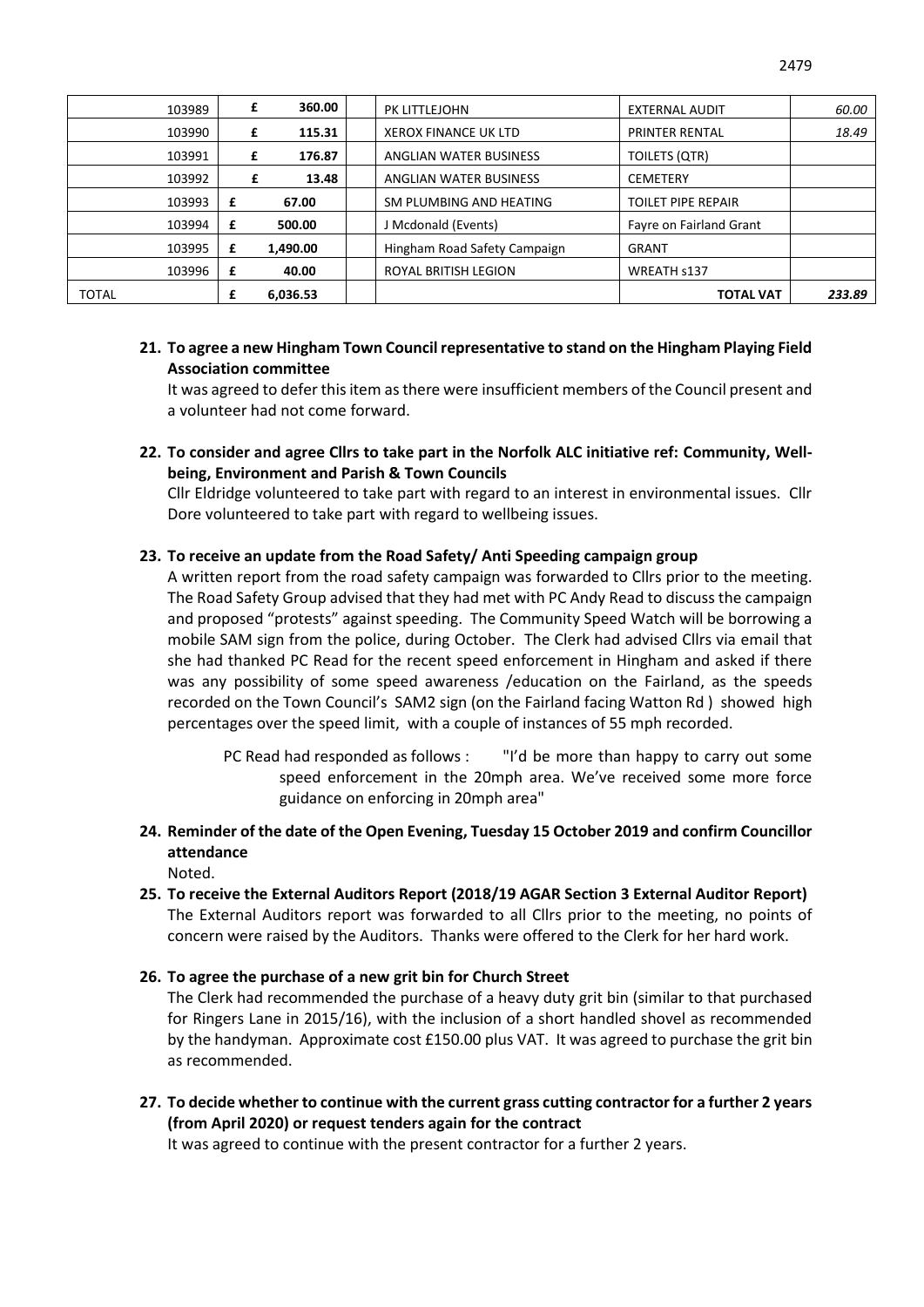| | | | | | |
|---|---|---|---|---|---|
| | 103989 | £ 360.00 | PK LITTLEJOHN | EXTERNAL AUDIT | *60.00* |
| | 103990 | £ 115.31 | XEROX FINANCE UK LTD | PRINTER RENTAL | *18.49* |
| | 103991 | £ 176.87 | ANGLIAN WATER BUSINESS | TOILETS (QTR) | |
| | 103992 | £ 13.48 | ANGLIAN WATER BUSINESS | CEMETERY | |
| | 103993 | £ 67.00 | SM PLUMBING AND HEATING | TOILET PIPE REPAIR | |
| | 103994 | £ 500.00 | J Mcdonald (Events) | Fayre on Fairland Grant | |
| | 103995 | £ 1,490.00 | Hingham Road Safety Campaign | GRANT | |
| | 103996 | £ 40.00 | ROYAL BRITISH LEGION | WREATH s137 | |
| TOTAL | | £ 6,036.53 | | **TOTAL VAT** | ***233.89*** |

**21. To agree a new Hingham Town Council representative to stand on the Hingham Playing Field Association committee**

It was agreed to defer this item as there were insufficient members of the Council present and a volunteer had not come forward.

**22. To consider and agree Cllrs to take part in the Norfolk ALC initiative ref: Community, Well-being, Environment and Parish & Town Councils**

Cllr Eldridge volunteered to take part with regard to an interest in environmental issues. Cllr Dore volunteered to take part with regard to wellbeing issues.

**23. To receive an update from the Road Safety/ Anti Speeding campaign group**

A written report from the road safety campaign was forwarded to Cllrs prior to the meeting. The Road Safety Group advised that they had met with PC Andy Read to discuss the campaign and proposed "protests" against speeding. The Community Speed Watch will be borrowing a mobile SAM sign from the police, during October. The Clerk had advised Cllrs via email that she had thanked PC Read for the recent speed enforcement in Hingham and asked if there was any possibility of some speed awareness /education on the Fairland, as the speeds recorded on the Town Council's SAM2 sign (on the Fairland facing Watton Rd ) showed high percentages over the speed limit, with a couple of instances of 55 mph recorded.

> PC Read had responded as follows : "I'd be more than happy to carry out some speed enforcement in the 20mph area. We've received some more force guidance on enforcing in 20mph area"

**24. Reminder of the date of the Open Evening, Tuesday 15 October 2019 and confirm Councillor attendance**

Noted.

**25. To receive the External Auditors Report (2018/19 AGAR Section 3 External Auditor Report)**

The External Auditors report was forwarded to all Cllrs prior to the meeting, no points of concern were raised by the Auditors. Thanks were offered to the Clerk for her hard work.

**26. To agree the purchase of a new grit bin for Church Street**

The Clerk had recommended the purchase of a heavy duty grit bin (similar to that purchased for Ringers Lane in 2015/16), with the inclusion of a short handled shovel as recommended by the handyman. Approximate cost £150.00 plus VAT. It was agreed to purchase the grit bin as recommended.

**27. To decide whether to continue with the current grass cutting contractor for a further 2 years (from April 2020) or request tenders again for the contract**

It was agreed to continue with the present contractor for a further 2 years.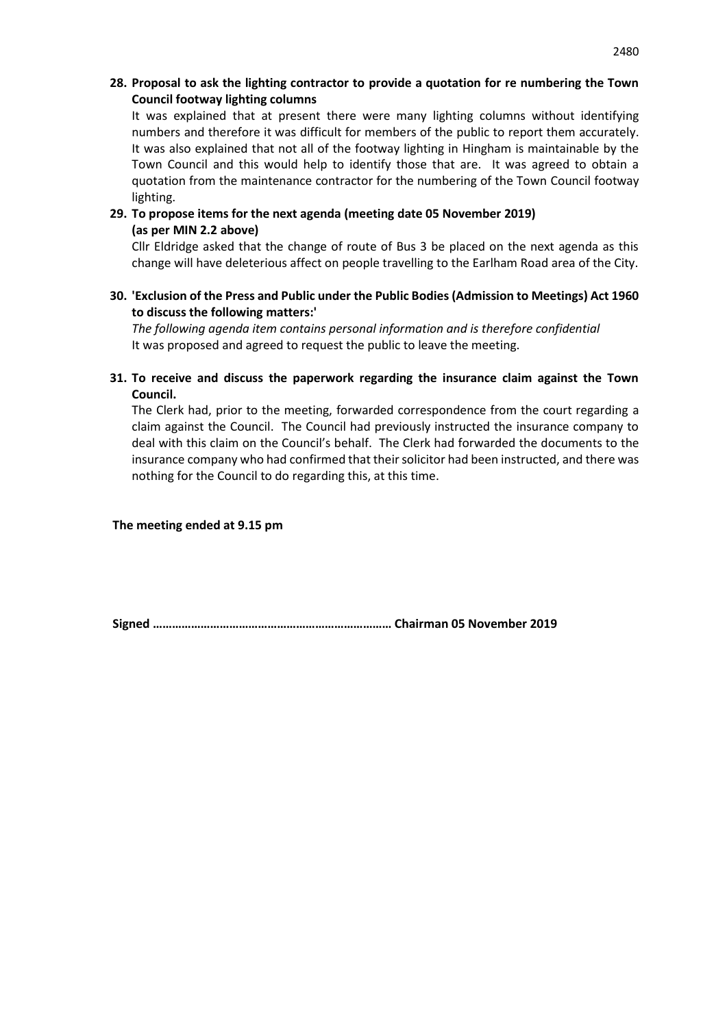**28. Proposal to ask the lighting contractor to provide a quotation for re numbering the Town Council footway lighting columns**

It was explained that at present there were many lighting columns without identifying numbers and therefore it was difficult for members of the public to report them accurately. It was also explained that not all of the footway lighting in Hingham is maintainable by the Town Council and this would help to identify those that are. It was agreed to obtain a quotation from the maintenance contractor for the numbering of the Town Council footway lighting.

**29. To propose items for the next agenda (meeting date 05 November 2019) (as per MIN 2.2 above)**

Cllr Eldridge asked that the change of route of Bus 3 be placed on the next agenda as this change will have deleterious affect on people travelling to the Earlham Road area of the City.

**30. 'Exclusion of the Press and Public under the Public Bodies (Admission to Meetings) Act 1960 to discuss the following matters:'**

*The following agenda item contains personal information and is therefore confidential*
It was proposed and agreed to request the public to leave the meeting.

**31. To receive and discuss the paperwork regarding the insurance claim against the Town Council.**

The Clerk had, prior to the meeting, forwarded correspondence from the court regarding a claim against the Council. The Council had previously instructed the insurance company to deal with this claim on the Council's behalf. The Clerk had forwarded the documents to the insurance company who had confirmed that their solicitor had been instructed, and there was nothing for the Council to do regarding this, at this time.

**The meeting ended at 9.15 pm**

**Signed ………………………………………………………………… Chairman 05 November 2019**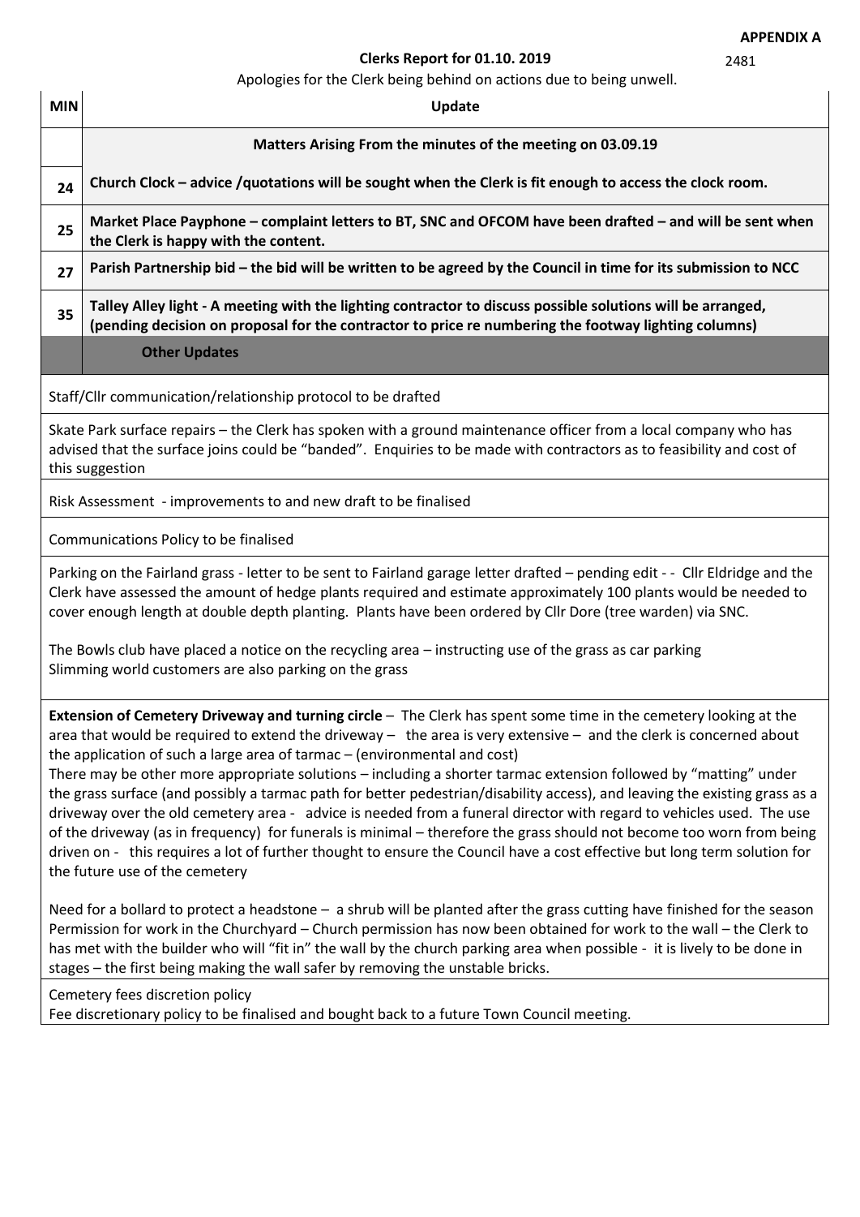**APPENDIX A**

2481

**Clerks Report for 01.10. 2019**

Apologies for the Clerk being behind on actions due to being unwell.

| MIN | Update |
|---|---|
| | **Matters Arising From the minutes of the meeting on 03.09.19** |
| 24 | **Church Clock – advice /quotations will be sought when the Clerk is fit enough to access the clock room.** |
| 25 | **Market Place Payphone – complaint letters to BT, SNC and OFCOM have been drafted – and will be sent when the Clerk is happy with the content.** |
| 27 | **Parish Partnership bid – the bid will be written to be agreed by the Council in time for its submission to NCC** |
| 35 | **Talley Alley light - A meeting with the lighting contractor to discuss possible solutions will be arranged, (pending decision on proposal for the contractor to price re numbering the footway lighting columns)** |
| | **Other Updates** |

Staff/Cllr communication/relationship protocol to be drafted

Skate Park surface repairs – the Clerk has spoken with a ground maintenance officer from a local company who has advised that the surface joins could be "banded". Enquiries to be made with contractors as to feasibility and cost of this suggestion

Risk Assessment - improvements to and new draft to be finalised

Communications Policy to be finalised

Parking on the Fairland grass - letter to be sent to Fairland garage letter drafted – pending edit - - Cllr Eldridge and the Clerk have assessed the amount of hedge plants required and estimate approximately 100 plants would be needed to cover enough length at double depth planting. Plants have been ordered by Cllr Dore (tree warden) via SNC.

The Bowls club have placed a notice on the recycling area – instructing use of the grass as car parking
Slimming world customers are also parking on the grass

**Extension of Cemetery Driveway and turning circle** – The Clerk has spent some time in the cemetery looking at the area that would be required to extend the driveway – the area is very extensive – and the clerk is concerned about the application of such a large area of tarmac – (environmental and cost)
There may be other more appropriate solutions – including a shorter tarmac extension followed by "matting" under the grass surface (and possibly a tarmac path for better pedestrian/disability access), and leaving the existing grass as a driveway over the old cemetery area - advice is needed from a funeral director with regard to vehicles used. The use of the driveway (as in frequency) for funerals is minimal – therefore the grass should not become too worn from being driven on - this requires a lot of further thought to ensure the Council have a cost effective but long term solution for the future use of the cemetery

Need for a bollard to protect a headstone – a shrub will be planted after the grass cutting have finished for the season
Permission for work in the Churchyard – Church permission has now been obtained for work to the wall – the Clerk to has met with the builder who will "fit in" the wall by the church parking area when possible - it is lively to be done in stages – the first being making the wall safer by removing the unstable bricks.

Cemetery fees discretion policy
Fee discretionary policy to be finalised and bought back to a future Town Council meeting.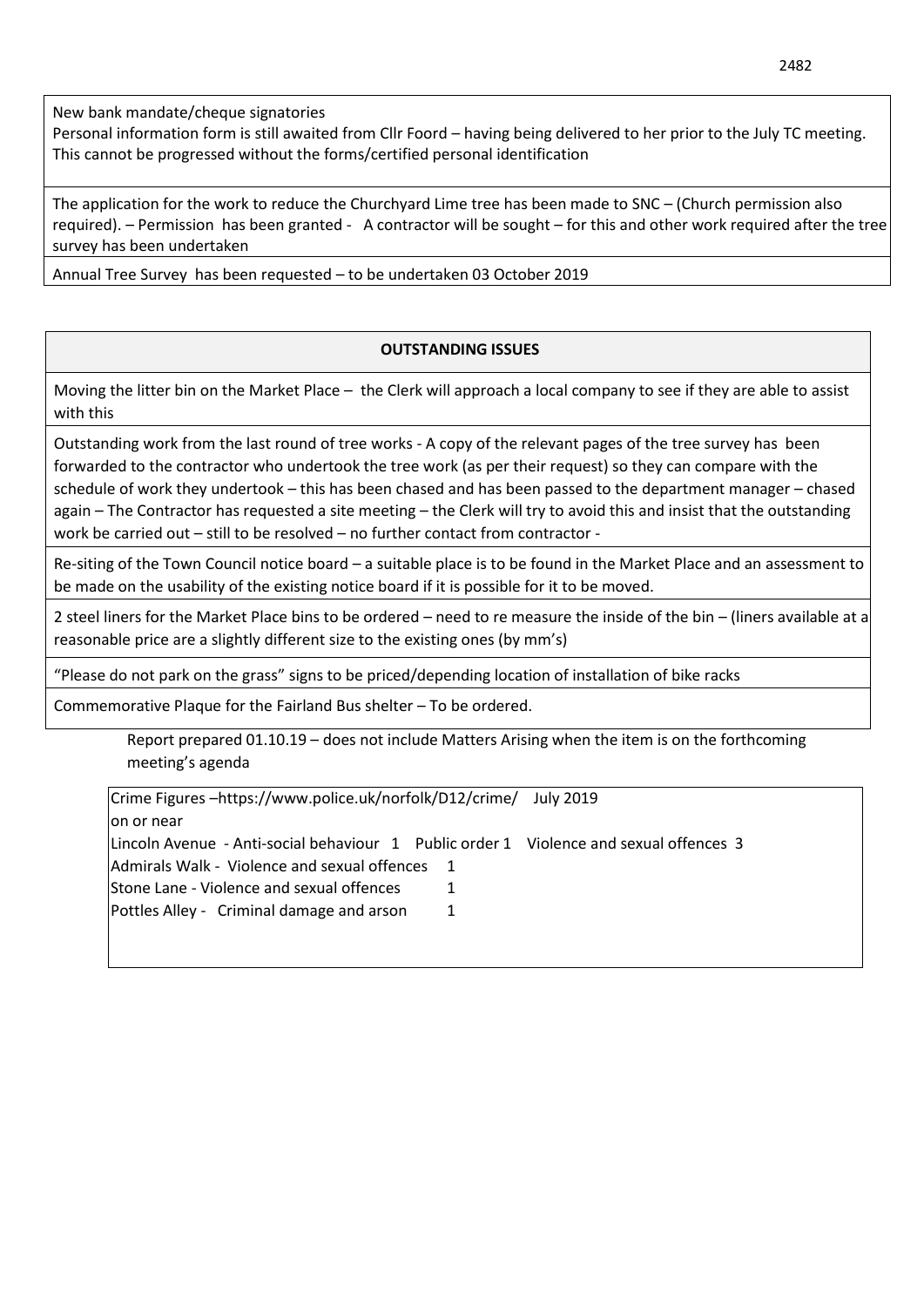New bank mandate/cheque signatories
Personal information form is still awaited from Cllr Foord – having being delivered to her prior to the July TC meeting. This cannot be progressed without the forms/certified personal identification

The application for the work to reduce the Churchyard Lime tree has been made to SNC – (Church permission also required). – Permission has been granted - A contractor will be sought – for this and other work required after the tree survey has been undertaken

Annual Tree Survey has been requested – to be undertaken 03 October 2019

**OUTSTANDING ISSUES**

Moving the litter bin on the Market Place – the Clerk will approach a local company to see if they are able to assist with this

Outstanding work from the last round of tree works - A copy of the relevant pages of the tree survey has been forwarded to the contractor who undertook the tree work (as per their request) so they can compare with the schedule of work they undertook – this has been chased and has been passed to the department manager – chased again – The Contractor has requested a site meeting – the Clerk will try to avoid this and insist that the outstanding work be carried out – still to be resolved – no further contact from contractor -

Re-siting of the Town Council notice board – a suitable place is to be found in the Market Place and an assessment to be made on the usability of the existing notice board if it is possible for it to be moved.

2 steel liners for the Market Place bins to be ordered – need to re measure the inside of the bin – (liners available at a reasonable price are a slightly different size to the existing ones (by mm's)

"Please do not park on the grass" signs to be priced/depending location of installation of bike racks

Commemorative Plaque for the Fairland Bus shelter – To be ordered.

Report prepared 01.10.19 – does not include Matters Arising when the item is on the forthcoming meeting's agenda

Crime Figures –https://www.police.uk/norfolk/D12/crime/ July 2019
on or near
Lincoln Avenue - Anti-social behaviour 1 Public order 1 Violence and sexual offences 3
Admirals Walk - Violence and sexual offences 1
Stone Lane - Violence and sexual offences 1
Pottles Alley - Criminal damage and arson 1